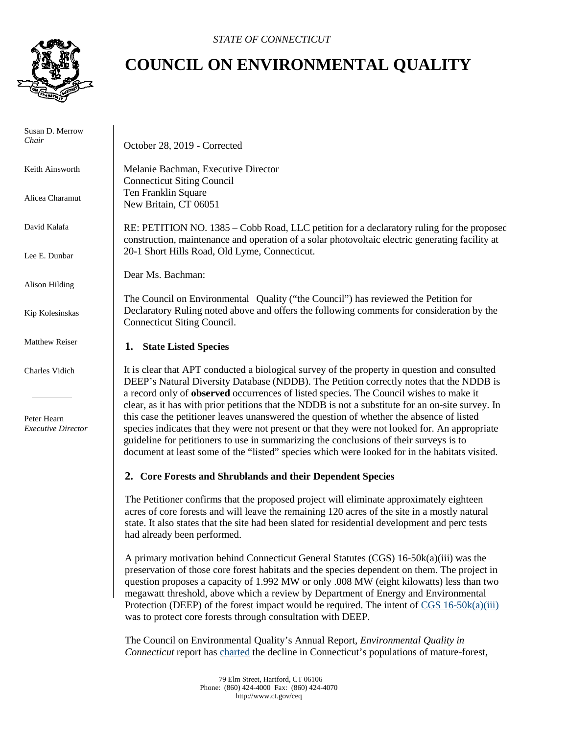*STATE OF CONNECTICUT*

# COUNCIL ON ENVIRONMENTAL QUALITY

Susan D. Merrow
*Chair*

Keith Ainsworth

Alicea Charamut

David Kalafa

Lee E. Dunbar

Alison Hilding

Kip Kolesinskas

Matthew Reiser

Charles Vidich

Peter Hearn
*Executive Director*

October 28, 2019 - Corrected

Melanie Bachman, Executive Director
Connecticut Siting Council
Ten Franklin Square
New Britain, CT 06051

RE: PETITION NO. 1385 – Cobb Road, LLC petition for a declaratory ruling for the proposed construction, maintenance and operation of a solar photovoltaic electric generating facility at 20-1 Short Hills Road, Old Lyme, Connecticut.

Dear Ms. Bachman:

The Council on Environmental Quality ("the Council") has reviewed the Petition for Declaratory Ruling noted above and offers the following comments for consideration by the Connecticut Siting Council.

## 1. State Listed Species

It is clear that APT conducted a biological survey of the property in question and consulted DEEP's Natural Diversity Database (NDDB). The Petition correctly notes that the NDDB is a record only of **observed** occurrences of listed species. The Council wishes to make it clear, as it has with prior petitions that the NDDB is not a substitute for an on-site survey. In this case the petitioner leaves unanswered the question of whether the absence of listed species indicates that they were not present or that they were not looked for. An appropriate guideline for petitioners to use in summarizing the conclusions of their surveys is to document at least some of the "listed" species which were looked for in the habitats visited.

## 2. Core Forests and Shrublands and their Dependent Species

The Petitioner confirms that the proposed project will eliminate approximately eighteen acres of core forests and will leave the remaining 120 acres of the site in a mostly natural state. It also states that the site had been slated for residential development and perc tests had already been performed.

A primary motivation behind Connecticut General Statutes (CGS) 16-50k(a)(iii) was the preservation of those core forest habitats and the species dependent on them. The project in question proposes a capacity of 1.992 MW or only .008 MW (eight kilowatts) less than two megawatt threshold, above which a review by Department of Energy and Environmental Protection (DEEP) of the forest impact would be required. The intent of CGS 16-50k(a)(iii) was to protect core forests through consultation with DEEP.

The Council on Environmental Quality's Annual Report, *Environmental Quality in Connecticut* report has charted the decline in Connecticut's populations of mature-forest,

79 Elm Street, Hartford, CT 06106
Phone: (860) 424-4000 Fax: (860) 424-4070
http://www.ct.gov/ceq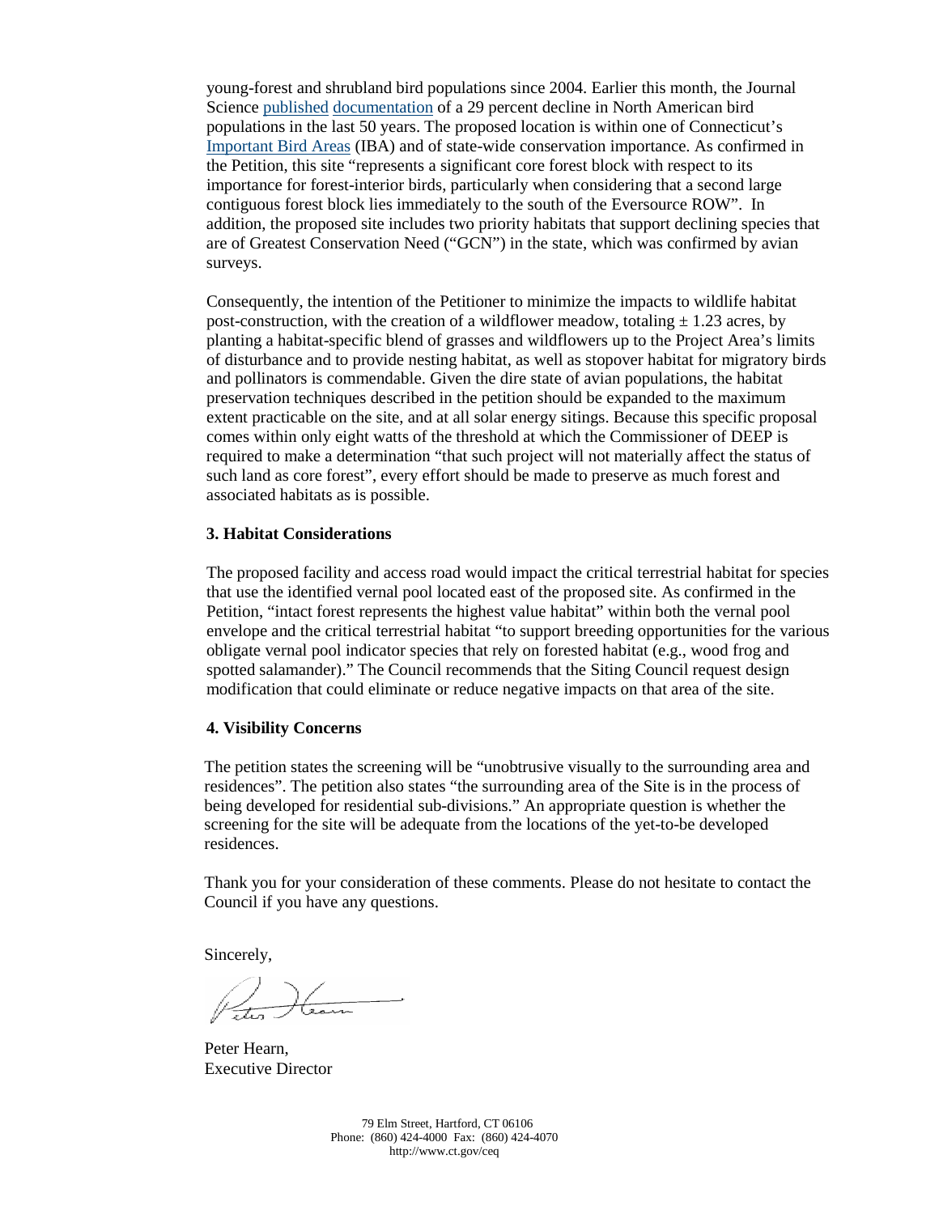young-forest and shrubland bird populations since 2004. Earlier this month, the Journal Science published documentation of a 29 percent decline in North American bird populations in the last 50 years. The proposed location is within one of Connecticut's Important Bird Areas (IBA) and of state-wide conservation importance. As confirmed in the Petition, this site "represents a significant core forest block with respect to its importance for forest-interior birds, particularly when considering that a second large contiguous forest block lies immediately to the south of the Eversource ROW". In addition, the proposed site includes two priority habitats that support declining species that are of Greatest Conservation Need ("GCN") in the state, which was confirmed by avian surveys.

Consequently, the intention of the Petitioner to minimize the impacts to wildlife habitat post-construction, with the creation of a wildflower meadow, totaling ± 1.23 acres, by planting a habitat-specific blend of grasses and wildflowers up to the Project Area's limits of disturbance and to provide nesting habitat, as well as stopover habitat for migratory birds and pollinators is commendable. Given the dire state of avian populations, the habitat preservation techniques described in the petition should be expanded to the maximum extent practicable on the site, and at all solar energy sitings. Because this specific proposal comes within only eight watts of the threshold at which the Commissioner of DEEP is required to make a determination "that such project will not materially affect the status of such land as core forest", every effort should be made to preserve as much forest and associated habitats as is possible.

**3. Habitat Considerations**

The proposed facility and access road would impact the critical terrestrial habitat for species that use the identified vernal pool located east of the proposed site. As confirmed in the Petition, "intact forest represents the highest value habitat" within both the vernal pool envelope and the critical terrestrial habitat "to support breeding opportunities for the various obligate vernal pool indicator species that rely on forested habitat (e.g., wood frog and spotted salamander)." The Council recommends that the Siting Council request design modification that could eliminate or reduce negative impacts on that area of the site.

**4. Visibility Concerns**

The petition states the screening will be "unobtrusive visually to the surrounding area and residences". The petition also states "the surrounding area of the Site is in the process of being developed for residential sub-divisions." An appropriate question is whether the screening for the site will be adequate from the locations of the yet-to-be developed residences.

Thank you for your consideration of these comments. Please do not hesitate to contact the Council if you have any questions.

Sincerely,

Peter Hearn,
Executive Director

79 Elm Street, Hartford, CT 06106
Phone: (860) 424-4000 Fax: (860) 424-4070
http://www.ct.gov/ceq